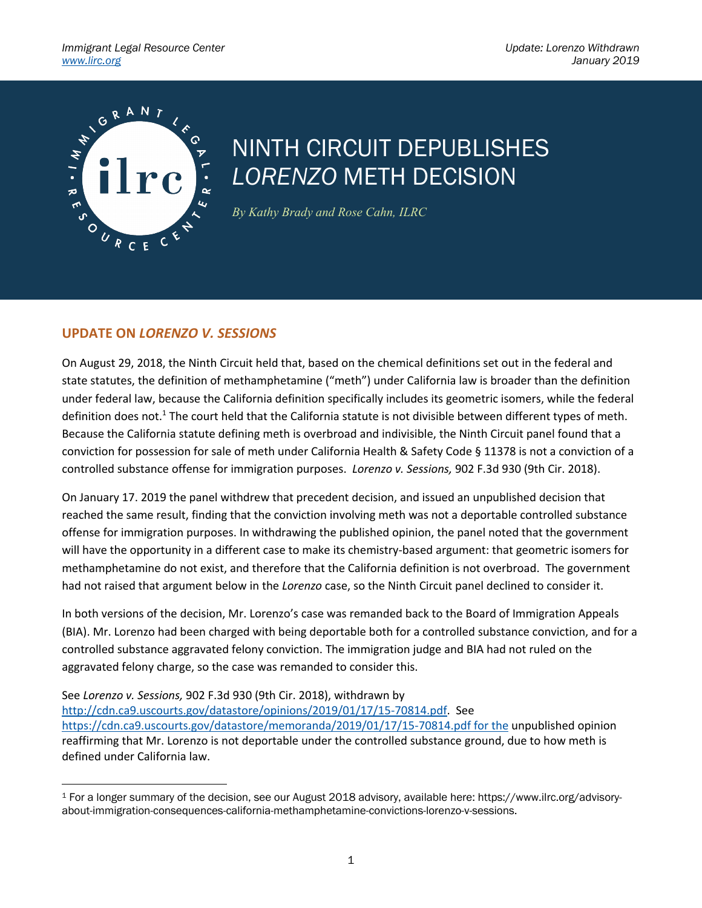# NINTH CIRCUIT DEPUBLISHES *LORENZO* METH DECISION

*By Kathy Brady and Rose Cahn, ILRC*

## UPDATE ON *LORENZO V. SESSIONS*

On August 29, 2018, the Ninth Circuit held that, based on the chemical definitions set out in the federal and state statutes, the definition of methamphetamine ("meth") under California law is broader than the definition under federal law, because the California definition specifically includes its geometric isomers, while the federal definition does not.[1] The court held that the California statute is not divisible between different types of meth. Because the California statute defining meth is overbroad and indivisible, the Ninth Circuit panel found that a conviction for possession for sale of meth under California Health & Safety Code § 11378 is not a conviction of a controlled substance offense for immigration purposes. *Lorenzo v. Sessions,* 902 F.3d 930 (9th Cir. 2018).

On January 17. 2019 the panel withdrew that precedent decision, and issued an unpublished decision that reached the same result, finding that the conviction involving meth was not a deportable controlled substance offense for immigration purposes. In withdrawing the published opinion, the panel noted that the government will have the opportunity in a different case to make its chemistry-based argument: that geometric isomers for methamphetamine do not exist, and therefore that the California definition is not overbroad. The government had not raised that argument below in the *Lorenzo* case, so the Ninth Circuit panel declined to consider it.

In both versions of the decision, Mr. Lorenzo's case was remanded back to the Board of Immigration Appeals (BIA). Mr. Lorenzo had been charged with being deportable both for a controlled substance conviction, and for a controlled substance aggravated felony conviction. The immigration judge and BIA had not ruled on the aggravated felony charge, so the case was remanded to consider this.

See *Lorenzo v. Sessions,* 902 F.3d 930 (9th Cir. 2018), withdrawn by http://cdn.ca9.uscourts.gov/datastore/opinions/2019/01/17/15-70814.pdf. See https://cdn.ca9.uscourts.gov/datastore/memoranda/2019/01/17/15-70814.pdf for the unpublished opinion reaffirming that Mr. Lorenzo is not deportable under the controlled substance ground, due to how meth is defined under California law.

---

[1] For a longer summary of the decision, see our August 2018 advisory, available here: https://www.ilrc.org/advisory-about-immigration-consequences-california-methamphetamine-convictions-lorenzo-v-sessions.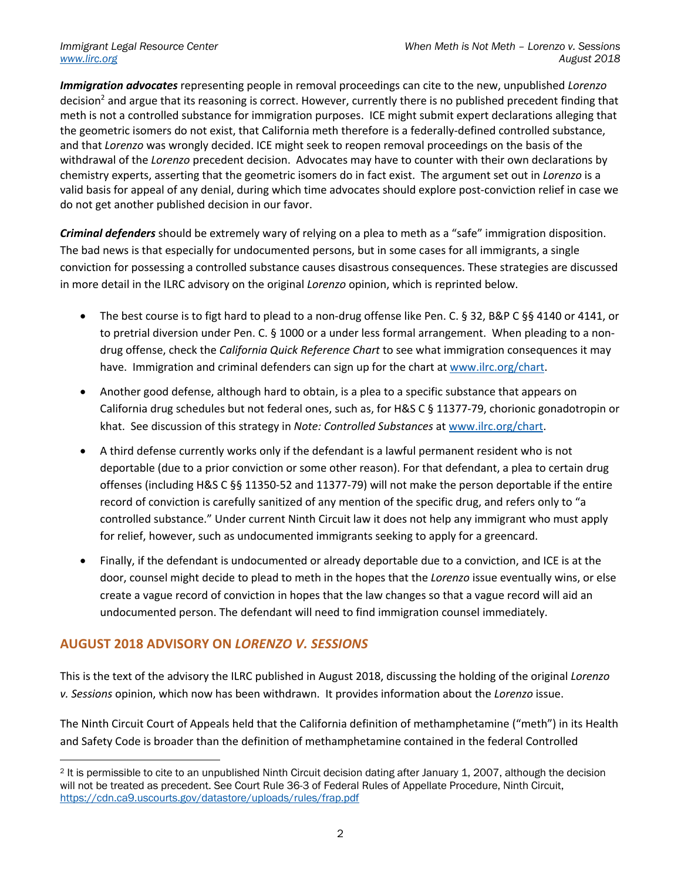***Immigration advocates*** representing people in removal proceedings can cite to the new, unpublished *Lorenzo* decision[2] and argue that its reasoning is correct. However, currently there is no published precedent finding that meth is not a controlled substance for immigration purposes. ICE might submit expert declarations alleging that the geometric isomers do not exist, that California meth therefore is a federally-defined controlled substance, and that *Lorenzo* was wrongly decided. ICE might seek to reopen removal proceedings on the basis of the withdrawal of the *Lorenzo* precedent decision. Advocates may have to counter with their own declarations by chemistry experts, asserting that the geometric isomers do in fact exist. The argument set out in *Lorenzo* is a valid basis for appeal of any denial, during which time advocates should explore post-conviction relief in case we do not get another published decision in our favor.

***Criminal defenders*** should be extremely wary of relying on a plea to meth as a "safe" immigration disposition. The bad news is that especially for undocumented persons, but in some cases for all immigrants, a single conviction for possessing a controlled substance causes disastrous consequences. These strategies are discussed in more detail in the ILRC advisory on the original *Lorenzo* opinion, which is reprinted below.

- The best course is to figt hard to plead to a non-drug offense like Pen. C. § 32, B&P C §§ 4140 or 4141, or to pretrial diversion under Pen. C. § 1000 or a under less formal arrangement. When pleading to a non-drug offense, check the *California Quick Reference Chart* to see what immigration consequences it may have. Immigration and criminal defenders can sign up for the chart at www.ilrc.org/chart.
- Another good defense, although hard to obtain, is a plea to a specific substance that appears on California drug schedules but not federal ones, such as, for H&S C § 11377-79, chorionic gonadotropin or khat. See discussion of this strategy in *Note: Controlled Substances* at www.ilrc.org/chart.
- A third defense currently works only if the defendant is a lawful permanent resident who is not deportable (due to a prior conviction or some other reason). For that defendant, a plea to certain drug offenses (including H&S C §§ 11350-52 and 11377-79) will not make the person deportable if the entire record of conviction is carefully sanitized of any mention of the specific drug, and refers only to "a controlled substance." Under current Ninth Circuit law it does not help any immigrant who must apply for relief, however, such as undocumented immigrants seeking to apply for a greencard.
- Finally, if the defendant is undocumented or already deportable due to a conviction, and ICE is at the door, counsel might decide to plead to meth in the hopes that the *Lorenzo* issue eventually wins, or else create a vague record of conviction in hopes that the law changes so that a vague record will aid an undocumented person. The defendant will need to find immigration counsel immediately.

## AUGUST 2018 ADVISORY ON *LORENZO V. SESSIONS*

This is the text of the advisory the ILRC published in August 2018, discussing the holding of the original *Lorenzo v. Sessions* opinion, which now has been withdrawn. It provides information about the *Lorenzo* issue.

The Ninth Circuit Court of Appeals held that the California definition of methamphetamine ("meth") in its Health and Safety Code is broader than the definition of methamphetamine contained in the federal Controlled

[2] It is permissible to cite to an unpublished Ninth Circuit decision dating after January 1, 2007, although the decision will not be treated as precedent. See Court Rule 36-3 of Federal Rules of Appellate Procedure, Ninth Circuit, https://cdn.ca9.uscourts.gov/datastore/uploads/rules/frap.pdf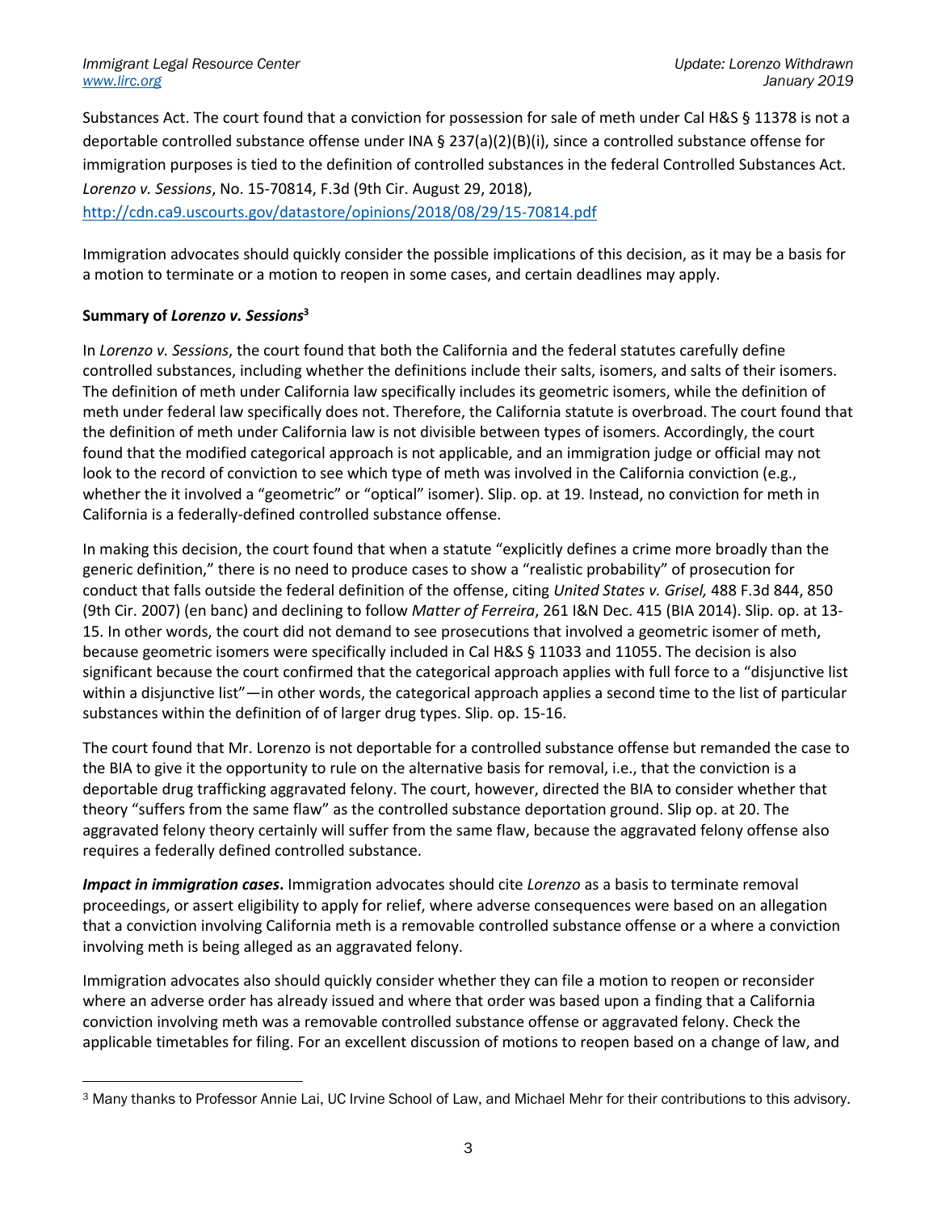Substances Act. The court found that a conviction for possession for sale of meth under Cal H&S § 11378 is not a deportable controlled substance offense under INA § 237(a)(2)(B)(i), since a controlled substance offense for immigration purposes is tied to the definition of controlled substances in the federal Controlled Substances Act. *Lorenzo v. Sessions*, No. 15-70814, F.3d (9th Cir. August 29, 2018), http://cdn.ca9.uscourts.gov/datastore/opinions/2018/08/29/15-70814.pdf

Immigration advocates should quickly consider the possible implications of this decision, as it may be a basis for a motion to terminate or a motion to reopen in some cases, and certain deadlines may apply.

**Summary of *Lorenzo v. Sessions*[3]**

In *Lorenzo v. Sessions*, the court found that both the California and the federal statutes carefully define controlled substances, including whether the definitions include their salts, isomers, and salts of their isomers. The definition of meth under California law specifically includes its geometric isomers, while the definition of meth under federal law specifically does not. Therefore, the California statute is overbroad. The court found that the definition of meth under California law is not divisible between types of isomers. Accordingly, the court found that the modified categorical approach is not applicable, and an immigration judge or official may not look to the record of conviction to see which type of meth was involved in the California conviction (e.g., whether the it involved a "geometric" or "optical" isomer). Slip. op. at 19. Instead, no conviction for meth in California is a federally-defined controlled substance offense.

In making this decision, the court found that when a statute "explicitly defines a crime more broadly than the generic definition," there is no need to produce cases to show a "realistic probability" of prosecution for conduct that falls outside the federal definition of the offense, citing *United States v. Grisel,* 488 F.3d 844, 850 (9th Cir. 2007) (en banc) and declining to follow *Matter of Ferreira*, 261 I&N Dec. 415 (BIA 2014). Slip. op. at 13-15. In other words, the court did not demand to see prosecutions that involved a geometric isomer of meth, because geometric isomers were specifically included in Cal H&S § 11033 and 11055. The decision is also significant because the court confirmed that the categorical approach applies with full force to a "disjunctive list within a disjunctive list"—in other words, the categorical approach applies a second time to the list of particular substances within the definition of of larger drug types. Slip. op. 15-16.

The court found that Mr. Lorenzo is not deportable for a controlled substance offense but remanded the case to the BIA to give it the opportunity to rule on the alternative basis for removal, i.e., that the conviction is a deportable drug trafficking aggravated felony. The court, however, directed the BIA to consider whether that theory "suffers from the same flaw" as the controlled substance deportation ground. Slip op. at 20. The aggravated felony theory certainly will suffer from the same flaw, because the aggravated felony offense also requires a federally defined controlled substance.

***Impact in immigration cases*.** Immigration advocates should cite *Lorenzo* as a basis to terminate removal proceedings, or assert eligibility to apply for relief, where adverse consequences were based on an allegation that a conviction involving California meth is a removable controlled substance offense or a where a conviction involving meth is being alleged as an aggravated felony.

Immigration advocates also should quickly consider whether they can file a motion to reopen or reconsider where an adverse order has already issued and where that order was based upon a finding that a California conviction involving meth was a removable controlled substance offense or aggravated felony. Check the applicable timetables for filing. For an excellent discussion of motions to reopen based on a change of law, and

[3] Many thanks to Professor Annie Lai, UC Irvine School of Law, and Michael Mehr for their contributions to this advisory.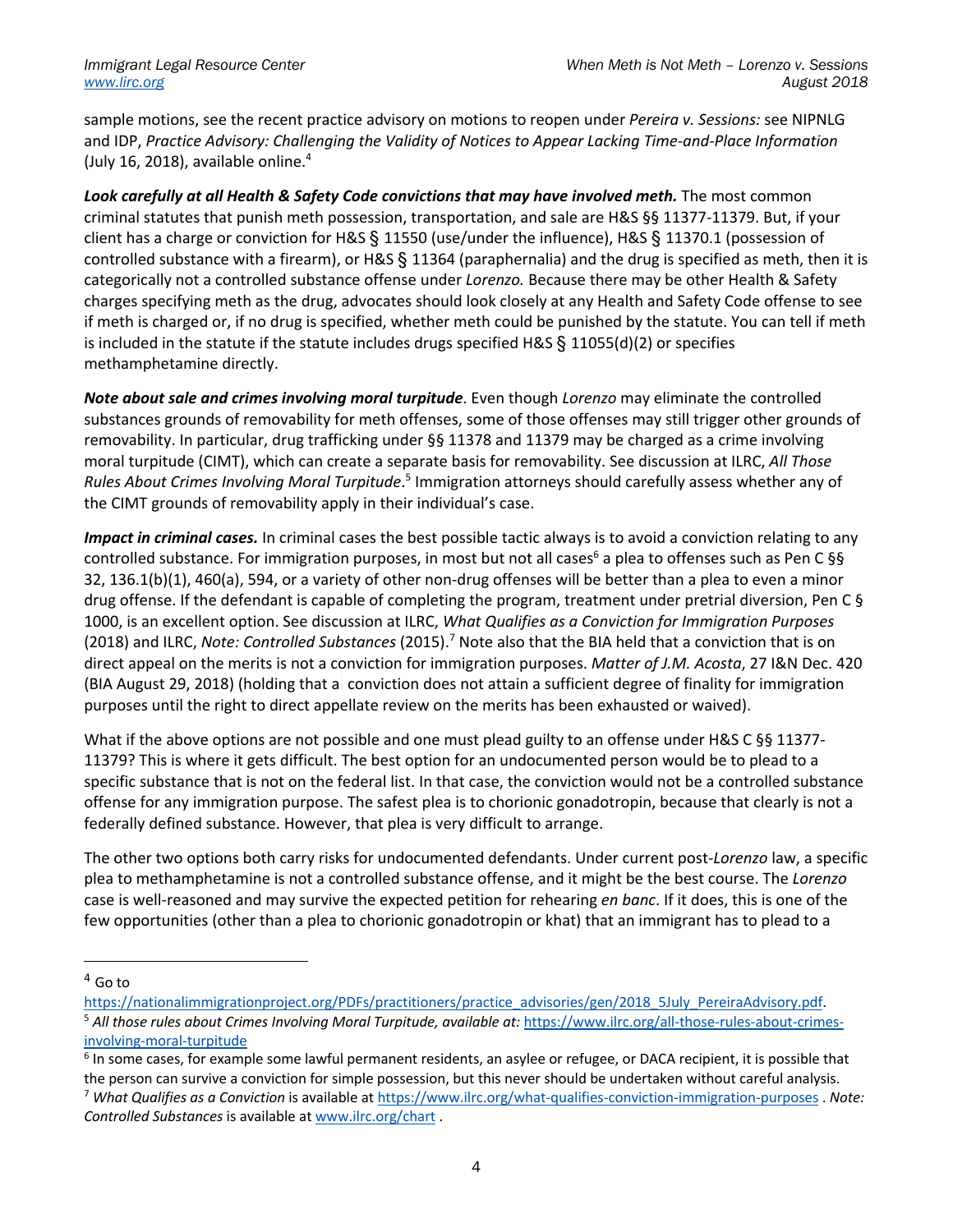sample motions, see the recent practice advisory on motions to reopen under *Pereira v. Sessions:* see NIPNLG and IDP, *Practice Advisory: Challenging the Validity of Notices to Appear Lacking Time-and-Place Information* (July 16, 2018), available online.[4]

***Look carefully at all Health & Safety Code convictions that may have involved meth.*** The most common criminal statutes that punish meth possession, transportation, and sale are H&S §§ 11377-11379. But, if your client has a charge or conviction for H&S § 11550 (use/under the influence), H&S § 11370.1 (possession of controlled substance with a firearm), or H&S § 11364 (paraphernalia) and the drug is specified as meth, then it is categorically not a controlled substance offense under *Lorenzo.* Because there may be other Health & Safety charges specifying meth as the drug, advocates should look closely at any Health and Safety Code offense to see if meth is charged or, if no drug is specified, whether meth could be punished by the statute. You can tell if meth is included in the statute if the statute includes drugs specified H&S § 11055(d)(2) or specifies methamphetamine directly.

***Note about sale and crimes involving moral turpitude***. Even though *Lorenzo* may eliminate the controlled substances grounds of removability for meth offenses, some of those offenses may still trigger other grounds of removability. In particular, drug trafficking under §§ 11378 and 11379 may be charged as a crime involving moral turpitude (CIMT), which can create a separate basis for removability. See discussion at ILRC, *All Those Rules About Crimes Involving Moral Turpitude*.[5] Immigration attorneys should carefully assess whether any of the CIMT grounds of removability apply in their individual's case.

***Impact in criminal cases.*** In criminal cases the best possible tactic always is to avoid a conviction relating to any controlled substance. For immigration purposes, in most but not all cases[6] a plea to offenses such as Pen C §§ 32, 136.1(b)(1), 460(a), 594, or a variety of other non-drug offenses will be better than a plea to even a minor drug offense. If the defendant is capable of completing the program, treatment under pretrial diversion, Pen C § 1000, is an excellent option. See discussion at ILRC, *What Qualifies as a Conviction for Immigration Purposes* (2018) and ILRC, *Note: Controlled Substances* (2015).[7] Note also that the BIA held that a conviction that is on direct appeal on the merits is not a conviction for immigration purposes. *Matter of J.M. Acosta*, 27 I&N Dec. 420 (BIA August 29, 2018) (holding that a conviction does not attain a sufficient degree of finality for immigration purposes until the right to direct appellate review on the merits has been exhausted or waived).

What if the above options are not possible and one must plead guilty to an offense under H&S C §§ 11377-11379? This is where it gets difficult. The best option for an undocumented person would be to plead to a specific substance that is not on the federal list. In that case, the conviction would not be a controlled substance offense for any immigration purpose. The safest plea is to chorionic gonadotropin, because that clearly is not a federally defined substance. However, that plea is very difficult to arrange.

The other two options both carry risks for undocumented defendants. Under current post-*Lorenzo* law, a specific plea to methamphetamine is not a controlled substance offense, and it might be the best course. The *Lorenzo* case is well-reasoned and may survive the expected petition for rehearing *en banc*. If it does, this is one of the few opportunities (other than a plea to chorionic gonadotropin or khat) that an immigrant has to plead to a

---

[4] Go to https://nationalimmigrationproject.org/PDFs/practitioners/practice_advisories/gen/2018_5July_PereiraAdvisory.pdf.

[5] *All those rules about Crimes Involving Moral Turpitude, available at:* https://www.ilrc.org/all-those-rules-about-crimes-involving-moral-turpitude

[6] In some cases, for example some lawful permanent residents, an asylee or refugee, or DACA recipient, it is possible that the person can survive a conviction for simple possession, but this never should be undertaken without careful analysis.

[7] *What Qualifies as a Conviction* is available at https://www.ilrc.org/what-qualifies-conviction-immigration-purposes . *Note: Controlled Substances* is available at www.ilrc.org/chart .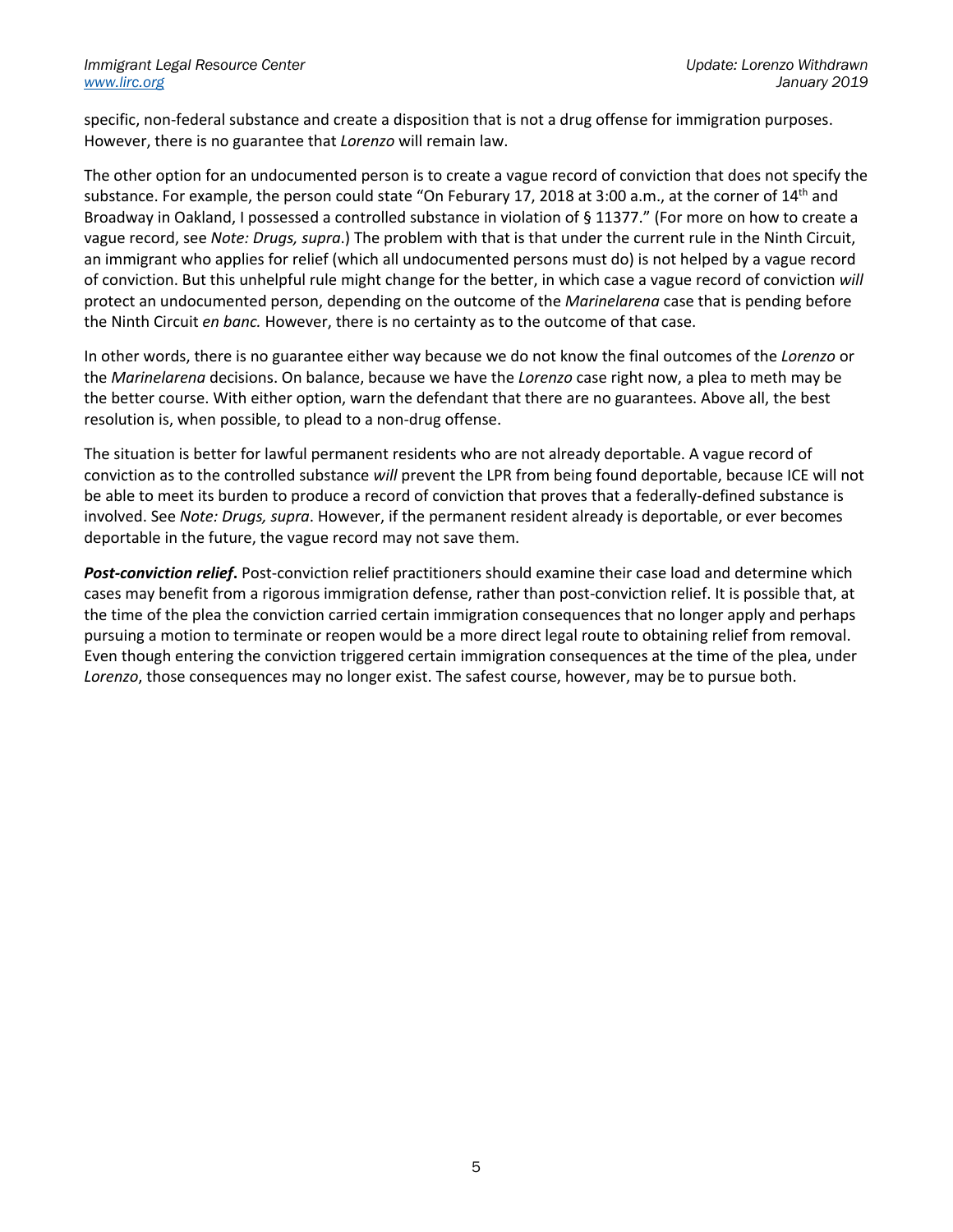specific, non-federal substance and create a disposition that is not a drug offense for immigration purposes. However, there is no guarantee that *Lorenzo* will remain law.

The other option for an undocumented person is to create a vague record of conviction that does not specify the substance. For example, the person could state "On Feburary 17, 2018 at 3:00 a.m., at the corner of 14th and Broadway in Oakland, I possessed a controlled substance in violation of § 11377." (For more on how to create a vague record, see *Note: Drugs, supra*.) The problem with that is that under the current rule in the Ninth Circuit, an immigrant who applies for relief (which all undocumented persons must do) is not helped by a vague record of conviction. But this unhelpful rule might change for the better, in which case a vague record of conviction *will* protect an undocumented person, depending on the outcome of the *Marinelarena* case that is pending before the Ninth Circuit *en banc.* However, there is no certainty as to the outcome of that case.

In other words, there is no guarantee either way because we do not know the final outcomes of the *Lorenzo* or the *Marinelarena* decisions. On balance, because we have the *Lorenzo* case right now, a plea to meth may be the better course. With either option, warn the defendant that there are no guarantees. Above all, the best resolution is, when possible, to plead to a non-drug offense.

The situation is better for lawful permanent residents who are not already deportable. A vague record of conviction as to the controlled substance *will* prevent the LPR from being found deportable, because ICE will not be able to meet its burden to produce a record of conviction that proves that a federally-defined substance is involved. See *Note: Drugs, supra*. However, if the permanent resident already is deportable, or ever becomes deportable in the future, the vague record may not save them.

***Post-conviction relief*.** Post-conviction relief practitioners should examine their case load and determine which cases may benefit from a rigorous immigration defense, rather than post-conviction relief. It is possible that, at the time of the plea the conviction carried certain immigration consequences that no longer apply and perhaps pursuing a motion to terminate or reopen would be a more direct legal route to obtaining relief from removal. Even though entering the conviction triggered certain immigration consequences at the time of the plea, under *Lorenzo*, those consequences may no longer exist. The safest course, however, may be to pursue both.